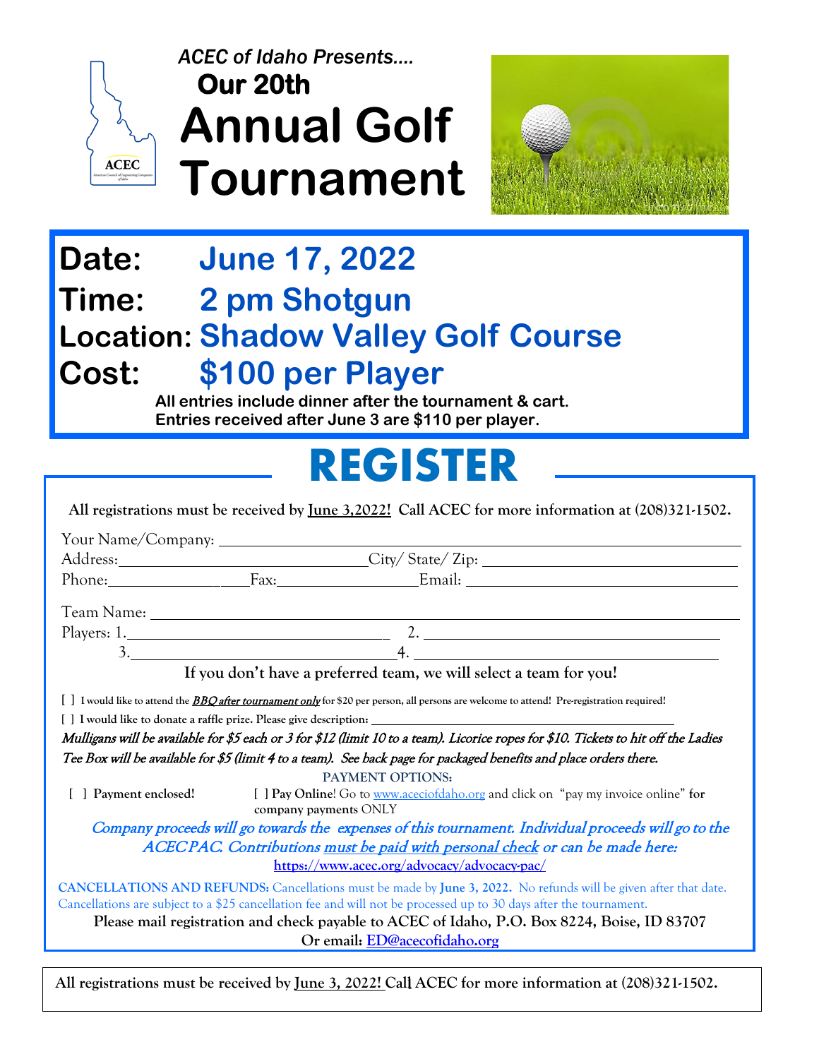*ACEC of Idaho Presents....*

# Our 20th Annual Golf Tournament

**Date:** June 17, 2022

**Time:** 2 pm Shotgun

**Location:** Shadow Valley Golf Course

**Cost:** $100 per Player

**All entries include dinner after the tournament & cart.**
**Entries received after June 3 are $110 per player.**

# REGISTER

**All registrations must be received by June 3,2022! Call ACEC for more information at (208)321-1502.**

Your Name/Company: ______________________________

Address: ______________________ City/ State/ Zip: ______________________

Phone: ____________ Fax: ____________ Email: ______________________

Team Name: ______________________________

Players: 1.______________________ 2. ______________________

3.______________________ 4. ______________________

**If you don't have a preferred team, we will select a team for you!**

[ ] **I would like to attend the *BBQ after tournament only* for $20 per person, all persons are welcome to attend! Pre-registration required!**

[ ] **I would like to donate a raffle prize. Please give description:** ______________________

*Mulligans will be available for $5 each or 3 for $12 (limit 10 to a team). Licorice ropes for $10. Tickets to hit off the Ladies Tee Box will be available for $5 (limit 4 to a team). See back page for packaged benefits and place orders there.*

**PAYMENT OPTIONS:**

[ ] **Payment enclosed!**

[ ] **Pay Online**! Go to www.aceciofdaho.org and click on "pay my invoice online" **for company payments** ONLY

*Company proceeds will go towards the expenses of this tournament. Individual proceeds will go to the ACEC PAC. Contributions must be paid with personal check or can be made here:*
**https://www.acec.org/advocacy/advocacy-pac/**

**CANCELLATIONS AND REFUNDS:** Cancellations must be made by **June 3, 2022.** No refunds will be given after that date. Cancellations are subject to a $25 cancellation fee and will not be processed up to 30 days after the tournament.

**Please mail registration and check payable to ACEC of Idaho, P.O. Box 8224, Boise, ID 83707**
**Or email: ED@acecofidaho.org**

**All registrations must be received by June 3, 2022! Call ACEC for more information at (208)321-1502.**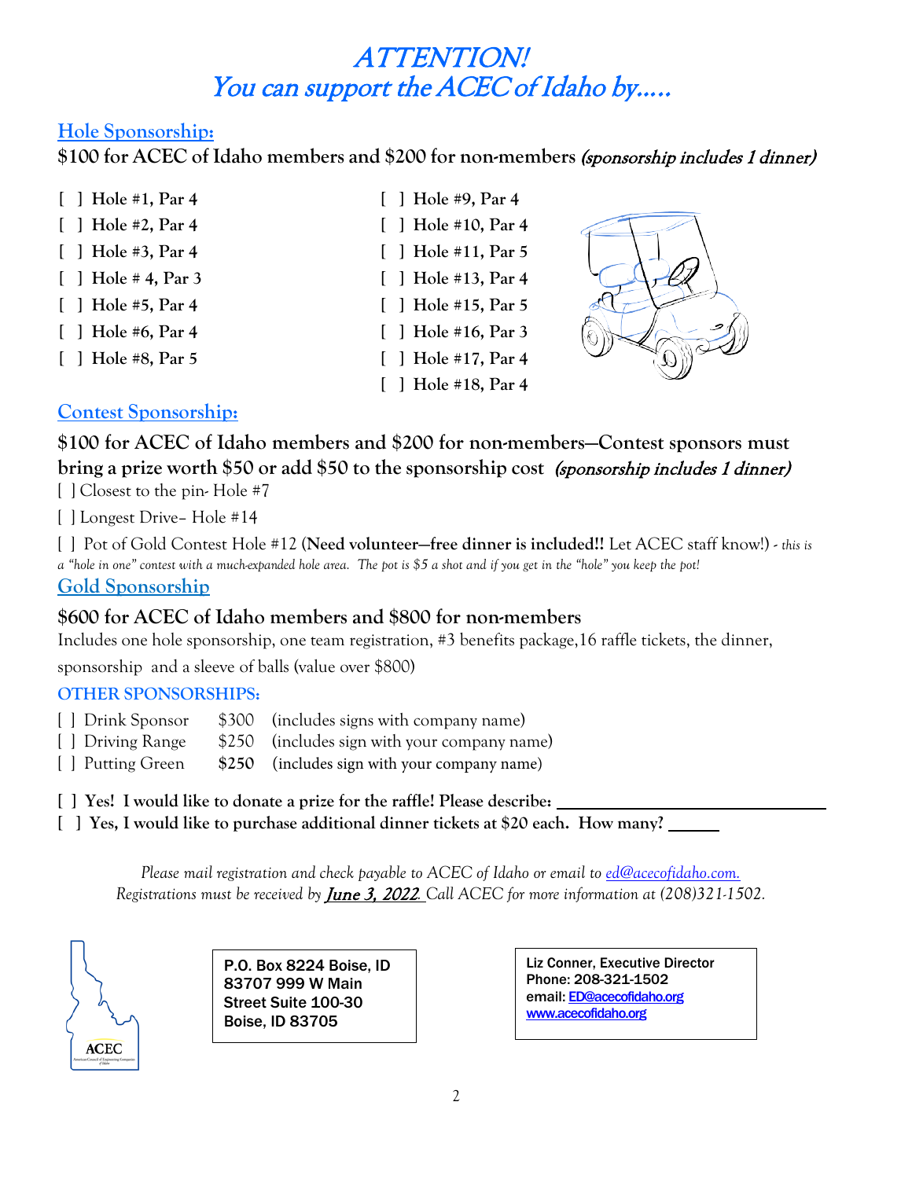# ATTENTION!
# You can support the ACEC of Idaho by.....

## Hole Sponsorship:

**$100 for ACEC of Idaho members and $200 for non-members** *(sponsorship includes 1 dinner)*

- [ ] **Hole #1, Par 4**
- [ ] **Hole #2, Par 4**
- [ ] **Hole #3, Par 4**
- [ ] **Hole # 4, Par 3**
- [ ] **Hole #5, Par 4**
- [ ] **Hole #6, Par 4**
- [ ] **Hole #8, Par 5**
- [ ] **Hole #9, Par 4**
- [ ] **Hole #10, Par 4**
- [ ] **Hole #11, Par 5**
- [ ] **Hole #13, Par 4**
- [ ] **Hole #15, Par 5**
- [ ] **Hole #16, Par 3**
- [ ] **Hole #17, Par 4**
- [ ] **Hole #18, Par 4**

## Contest Sponsorship:

**$100 for ACEC of Idaho members and $200 for non-members—Contest sponsors must bring a prize worth $50 or add $50 to the sponsorship cost** *(sponsorship includes 1 dinner)*

[ ] Closest to the pin- Hole #7

[ ] Longest Drive– Hole #14

[ ] Pot of Gold Contest Hole #12 (**Need volunteer—free dinner is included!!** Let ACEC staff know!) *- this is a "hole in one" contest with a much-expanded hole area. The pot is $5 a shot and if you get in the "hole" you keep the pot!*

## Gold Sponsorship

### $600 for ACEC of Idaho members and $800 for non-members

Includes one hole sponsorship, one team registration, #3 benefits package,16 raffle tickets, the dinner, sponsorship and a sleeve of balls (value over $800)

### OTHER SPONSORSHIPS:

| | | |
|---|---|---|
| [ ] Drink Sponsor | $300 | (includes signs with company name) |
| [ ] Driving Range | $250 | (includes sign with your company name) |
| [ ] Putting Green | **$250** | (includes sign with your company name) |

**[ ] Yes! I would like to donate a prize for the raffle! Please describe: ______________________________**

**[ ] Yes, I would like to purchase additional dinner tickets at $20 each. How many? ______**

*Please mail registration and check payable to ACEC of Idaho or email to ed@acecofidaho.com.*
*Registrations must be received by* ***June 3, 2022.*** *Call ACEC for more information at (208)321-1502.*

ACEC

P.O. Box 8224 Boise, ID 83707 999 W Main Street Suite 100-30 Boise, ID 83705

Liz Conner, Executive Director
Phone: 208-321-1502
email: ED@acecofidaho.org
www.acecofidaho.org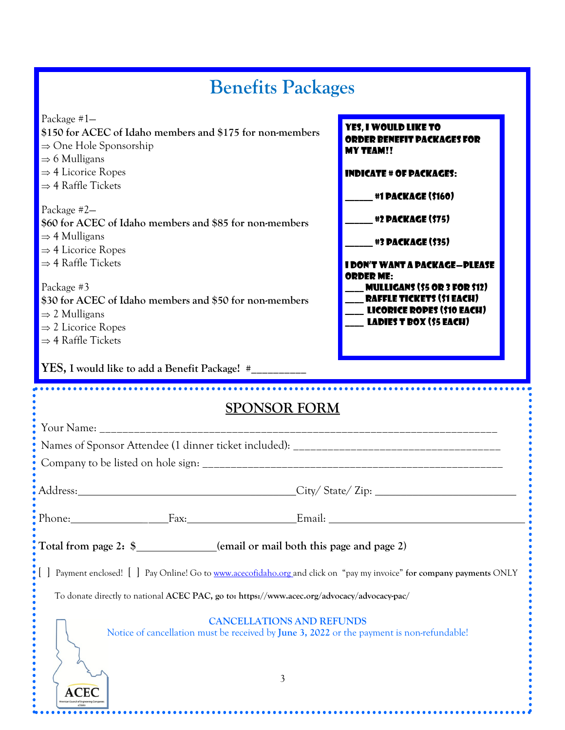# Benefits Packages

Package #1—
**$150 for ACEC of Idaho members and $175 for non-members**
⇒ One Hole Sponsorship
⇒ 6 Mulligans
⇒ 4 Licorice Ropes
⇒ 4 Raffle Tickets

Package #2—
**$60 for ACEC of Idaho members and $85 for non-members**
⇒ 4 Mulligans
⇒ 4 Licorice Ropes
⇒ 4 Raffle Tickets

Package #3
**$30 for ACEC of Idaho members and $50 for non-members**
⇒ 2 Mulligans
⇒ 2 Licorice Ropes
⇒ 4 Raffle Tickets

**YES, I would like to add a Benefit Package!** #__________

**YES, I WOULD LIKE TO ORDER BENEFIT PACKAGES FOR MY TEAM!!**

**INDICATE # OF PACKAGES:**

**______ #1 PACKAGE ($160)**

**______ #2 PACKAGE ($75)**

**______ #3 PACKAGE ($35)**

**I DON'T WANT A PACKAGE—PLEASE ORDER ME:**
**____ MULLIGANS ($5 OR 3 FOR $12)**
**____ RAFFLE TICKETS ($1 EACH)**
**____ LICORICE ROPES ($10 EACH)**
**____ LADIES T BOX ($5 EACH)**

## SPONSOR FORM

Your Name: ________________________________________________________________________

Names of Sponsor Attendee (1 dinner ticket included): _____________________________________

Company to be listed on hole sign: _______________________________________________________

Address:_________________________________________ City/ State/ Zip: __________________________

Phone:__________________ Fax:_____________________ Email: ______________________________________

**Total from page 2:** $_______________ **(email or mail both this page and page 2)**

[ ] Payment enclosed! [ ] Pay Online! Go to www.acecofidaho.org and click on "pay my invoice" **for company payments** ONLY

To donate directly to national **ACEC PAC, go to: https://www.acec.org/advocacy/advocacy-pac/**

**CANCELLATIONS AND REFUNDS**

Notice of cancellation must be received by **June 3, 2022** or the payment is non-refundable!

ACEC
American Council of Engineering Companies of Idaho